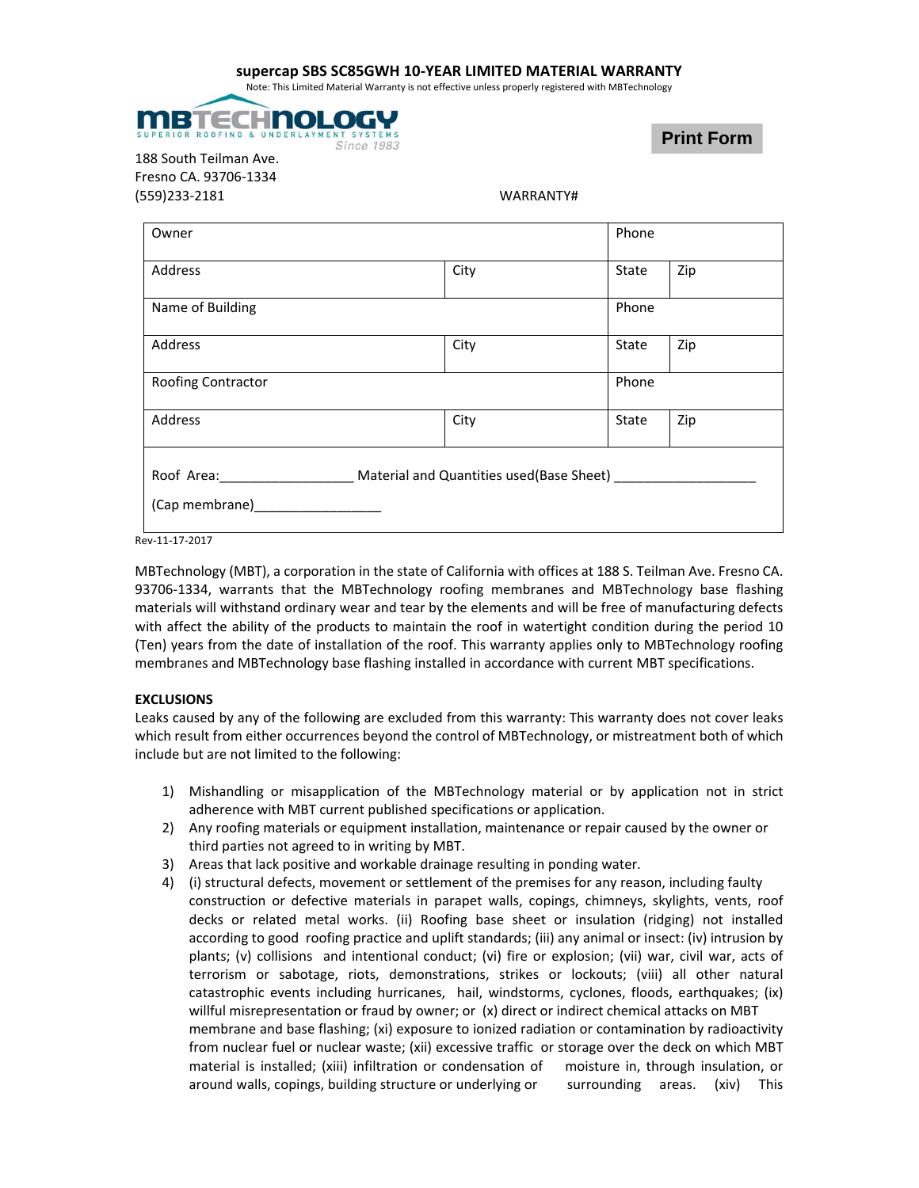**supercap SBS SC85GWH 10-YEAR LIMITED MATERIAL WARRANTY**

Note: This Limited Material Warranty is not effective unless properly registered with MBTechnology

MBTECHNOLOGY
SUPERIOR ROOFING & UNDERLAYMENT SYSTEMS
Since 1983

Print Form

188 South Teilman Ave.
Fresno CA. 93706-1334
(559)233-2181

WARRANTY#

| Owner | | Phone | |
|---|---|---|---|
| Address | City | State | Zip |
| Name of Building | | Phone | |
| Address | City | State | Zip |
| Roofing Contractor | | Phone | |
| Address | City | State | Zip |
| Roof Area:_________________ Material and Quantities used(Base Sheet) ___________________ (Cap membrane)_________________ | | | |

Rev-11-17-2017

MBTechnology (MBT), a corporation in the state of California with offices at 188 S. Teilman Ave. Fresno CA. 93706-1334, warrants that the MBTechnology roofing membranes and MBTechnology base flashing materials will withstand ordinary wear and tear by the elements and will be free of manufacturing defects with affect the ability of the products to maintain the roof in watertight condition during the period 10 (Ten) years from the date of installation of the roof. This warranty applies only to MBTechnology roofing membranes and MBTechnology base flashing installed in accordance with current MBT specifications.

**EXCLUSIONS**

Leaks caused by any of the following are excluded from this warranty: This warranty does not cover leaks which result from either occurrences beyond the control of MBTechnology, or mistreatment both of which include but are not limited to the following:

1) Mishandling or misapplication of the MBTechnology material or by application not in strict adherence with MBT current published specifications or application.
2) Any roofing materials or equipment installation, maintenance or repair caused by the owner or third parties not agreed to in writing by MBT.
3) Areas that lack positive and workable drainage resulting in ponding water.
4) (i) structural defects, movement or settlement of the premises for any reason, including faulty construction or defective materials in parapet walls, copings, chimneys, skylights, vents, roof decks or related metal works. (ii) Roofing base sheet or insulation (ridging) not installed according to good roofing practice and uplift standards; (iii) any animal or insect: (iv) intrusion by plants; (v) collisions and intentional conduct; (vi) fire or explosion; (vii) war, civil war, acts of terrorism or sabotage, riots, demonstrations, strikes or lockouts; (viii) all other natural catastrophic events including hurricanes, hail, windstorms, cyclones, floods, earthquakes; (ix) willful misrepresentation or fraud by owner; or (x) direct or indirect chemical attacks on MBT membrane and base flashing; (xi) exposure to ionized radiation or contamination by radioactivity from nuclear fuel or nuclear waste; (xii) excessive traffic or storage over the deck on which MBT material is installed; (xiii) infiltration or condensation of moisture in, through insulation, or around walls, copings, building structure or underlying or surrounding areas. (xiv) This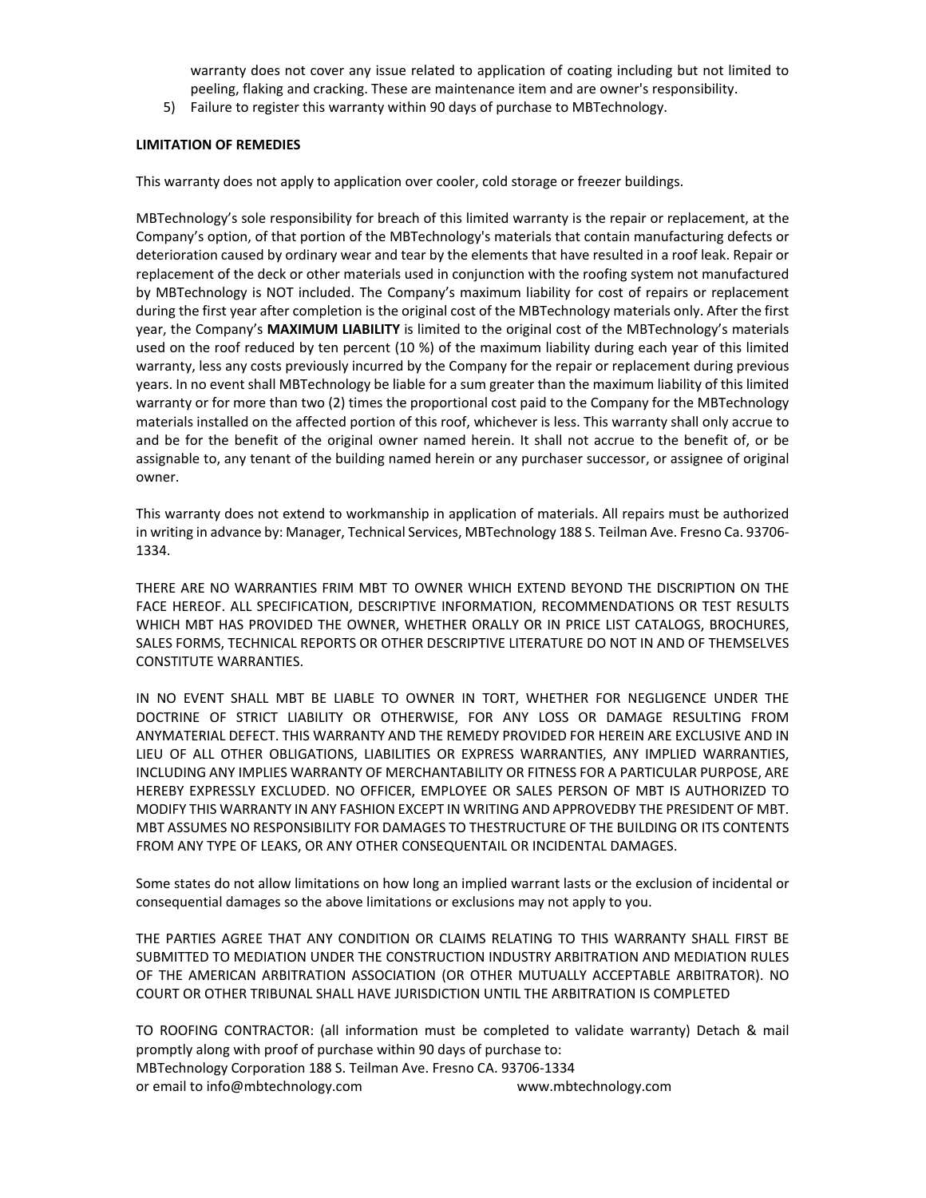warranty does not cover any issue related to application of coating including but not limited to peeling, flaking and cracking. These are maintenance item and are owner's responsibility.

5) Failure to register this warranty within 90 days of purchase to MBTechnology.

**LIMITATION OF REMEDIES**

This warranty does not apply to application over cooler, cold storage or freezer buildings.

MBTechnology's sole responsibility for breach of this limited warranty is the repair or replacement, at the Company's option, of that portion of the MBTechnology's materials that contain manufacturing defects or deterioration caused by ordinary wear and tear by the elements that have resulted in a roof leak. Repair or replacement of the deck or other materials used in conjunction with the roofing system not manufactured by MBTechnology is NOT included. The Company's maximum liability for cost of repairs or replacement during the first year after completion is the original cost of the MBTechnology materials only. After the first year, the Company's **MAXIMUM LIABILITY** is limited to the original cost of the MBTechnology's materials used on the roof reduced by ten percent (10 %) of the maximum liability during each year of this limited warranty, less any costs previously incurred by the Company for the repair or replacement during previous years. In no event shall MBTechnology be liable for a sum greater than the maximum liability of this limited warranty or for more than two (2) times the proportional cost paid to the Company for the MBTechnology materials installed on the affected portion of this roof, whichever is less. This warranty shall only accrue to and be for the benefit of the original owner named herein. It shall not accrue to the benefit of, or be assignable to, any tenant of the building named herein or any purchaser successor, or assignee of original owner.

This warranty does not extend to workmanship in application of materials. All repairs must be authorized in writing in advance by: Manager, Technical Services, MBTechnology 188 S. Teilman Ave. Fresno Ca. 93706-1334.

THERE ARE NO WARRANTIES FRIM MBT TO OWNER WHICH EXTEND BEYOND THE DISCRIPTION ON THE FACE HEREOF. ALL SPECIFICATION, DESCRIPTIVE INFORMATION, RECOMMENDATIONS OR TEST RESULTS WHICH MBT HAS PROVIDED THE OWNER, WHETHER ORALLY OR IN PRICE LIST CATALOGS, BROCHURES, SALES FORMS, TECHNICAL REPORTS OR OTHER DESCRIPTIVE LITERATURE DO NOT IN AND OF THEMSELVES CONSTITUTE WARRANTIES.

IN NO EVENT SHALL MBT BE LIABLE TO OWNER IN TORT, WHETHER FOR NEGLIGENCE UNDER THE DOCTRINE OF STRICT LIABILITY OR OTHERWISE, FOR ANY LOSS OR DAMAGE RESULTING FROM ANYMATERIAL DEFECT. THIS WARRANTY AND THE REMEDY PROVIDED FOR HEREIN ARE EXCLUSIVE AND IN LIEU OF ALL OTHER OBLIGATIONS, LIABILITIES OR EXPRESS WARRANTIES, ANY IMPLIED WARRANTIES, INCLUDING ANY IMPLIES WARRANTY OF MERCHANTABILITY OR FITNESS FOR A PARTICULAR PURPOSE, ARE HEREBY EXPRESSLY EXCLUDED. NO OFFICER, EMPLOYEE OR SALES PERSON OF MBT IS AUTHORIZED TO MODIFY THIS WARRANTY IN ANY FASHION EXCEPT IN WRITING AND APPROVEDBY THE PRESIDENT OF MBT. MBT ASSUMES NO RESPONSIBILITY FOR DAMAGES TO THESTRUCTURE OF THE BUILDING OR ITS CONTENTS FROM ANY TYPE OF LEAKS, OR ANY OTHER CONSEQUENTAIL OR INCIDENTAL DAMAGES.

Some states do not allow limitations on how long an implied warrant lasts or the exclusion of incidental or consequential damages so the above limitations or exclusions may not apply to you.

THE PARTIES AGREE THAT ANY CONDITION OR CLAIMS RELATING TO THIS WARRANTY SHALL FIRST BE SUBMITTED TO MEDIATION UNDER THE CONSTRUCTION INDUSTRY ARBITRATION AND MEDIATION RULES OF THE AMERICAN ARBITRATION ASSOCIATION (OR OTHER MUTUALLY ACCEPTABLE ARBITRATOR). NO COURT OR OTHER TRIBUNAL SHALL HAVE JURISDICTION UNTIL THE ARBITRATION IS COMPLETED

TO ROOFING CONTRACTOR: (all information must be completed to validate warranty) Detach & mail promptly along with proof of purchase within 90 days of purchase to:
MBTechnology Corporation 188 S. Teilman Ave. Fresno CA. 93706-1334
or email to info@mbtechnology.com www.mbtechnology.com